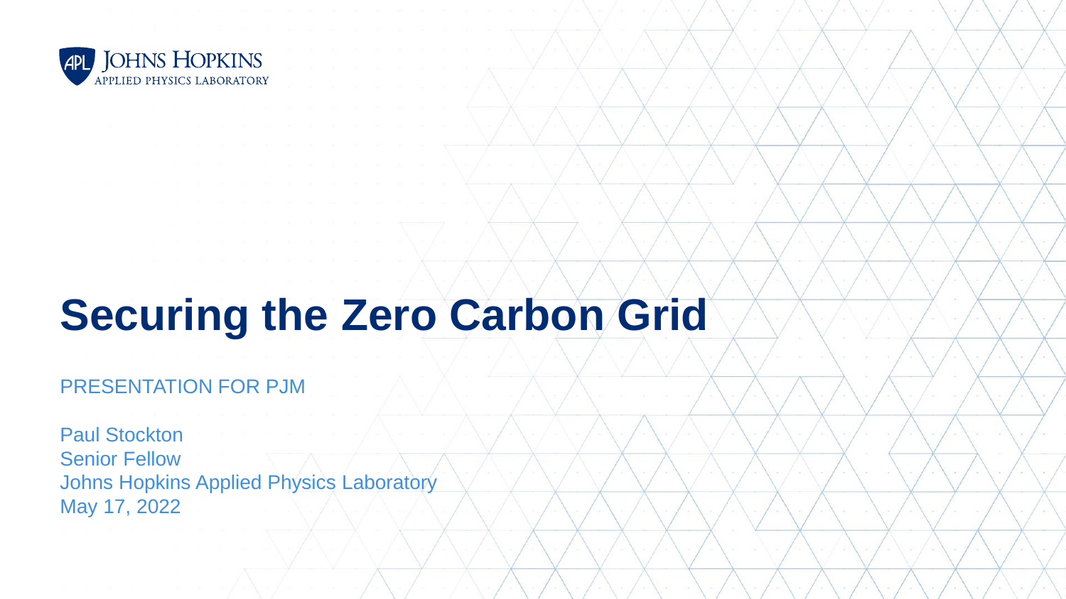JOHNS HOPKINS
APPLIED PHYSICS LABORATORY

# Securing the Zero Carbon Grid

PRESENTATION FOR PJM

Paul Stockton
Senior Fellow
Johns Hopkins Applied Physics Laboratory
May 17, 2022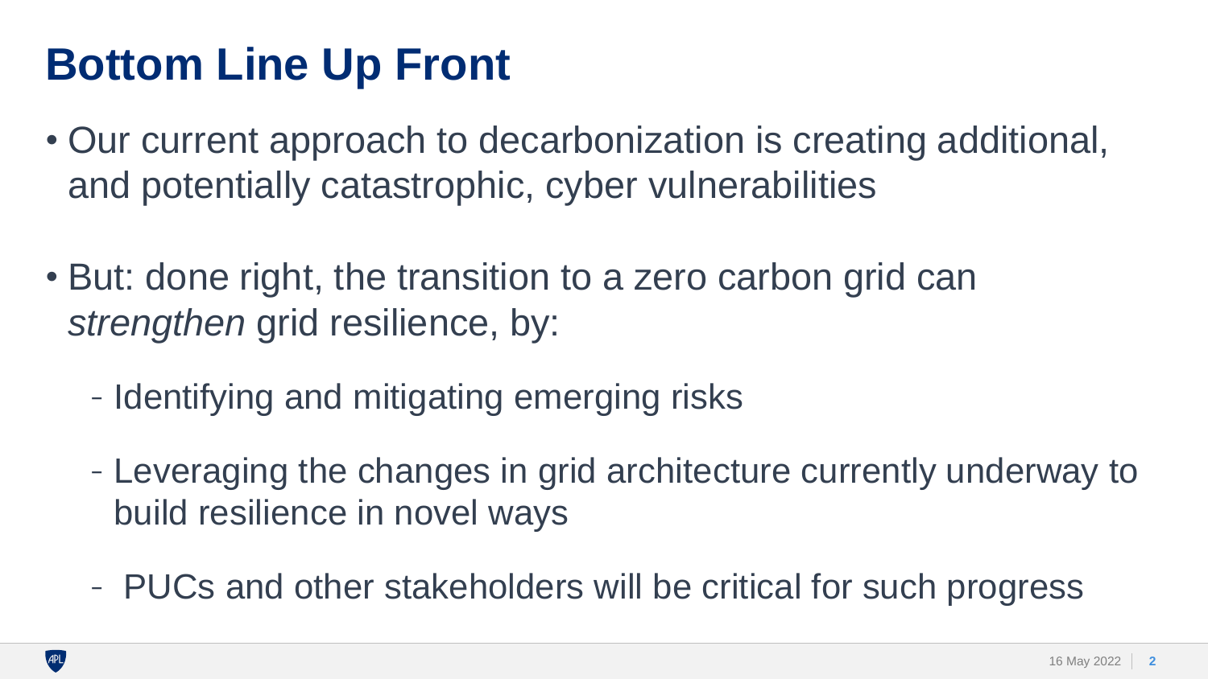# Bottom Line Up Front

- Our current approach to decarbonization is creating additional, and potentially catastrophic, cyber vulnerabilities
- But: done right, the transition to a zero carbon grid can *strengthen* grid resilience, by:
  - Identifying and mitigating emerging risks
  - Leveraging the changes in grid architecture currently underway to build resilience in novel ways
  - PUCs and other stakeholders will be critical for such progress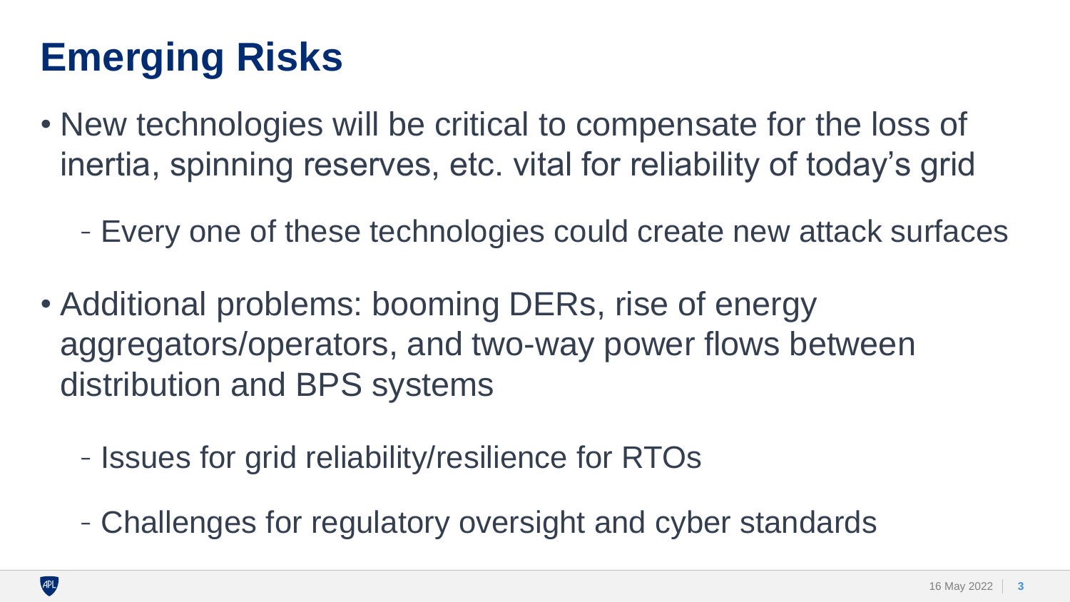# Emerging Risks

- New technologies will be critical to compensate for the loss of inertia, spinning reserves, etc. vital for reliability of today's grid
  - Every one of these technologies could create new attack surfaces
- Additional problems: booming DERs, rise of energy aggregators/operators, and two-way power flows between distribution and BPS systems
  - Issues for grid reliability/resilience for RTOs
  - Challenges for regulatory oversight and cyber standards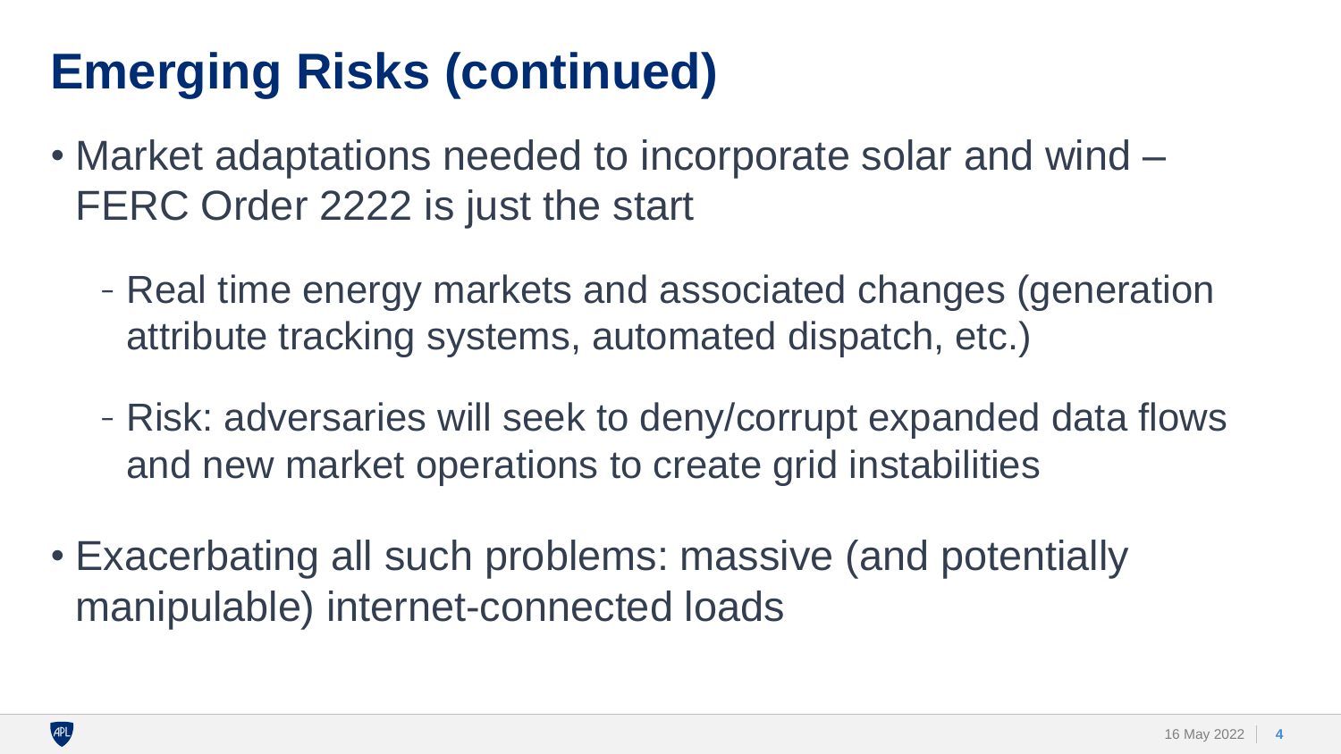# Emerging Risks (continued)

- Market adaptations needed to incorporate solar and wind – FERC Order 2222 is just the start
  - Real time energy markets and associated changes (generation attribute tracking systems, automated dispatch, etc.)
  - Risk: adversaries will seek to deny/corrupt expanded data flows and new market operations to create grid instabilities
- Exacerbating all such problems: massive (and potentially manipulable) internet-connected loads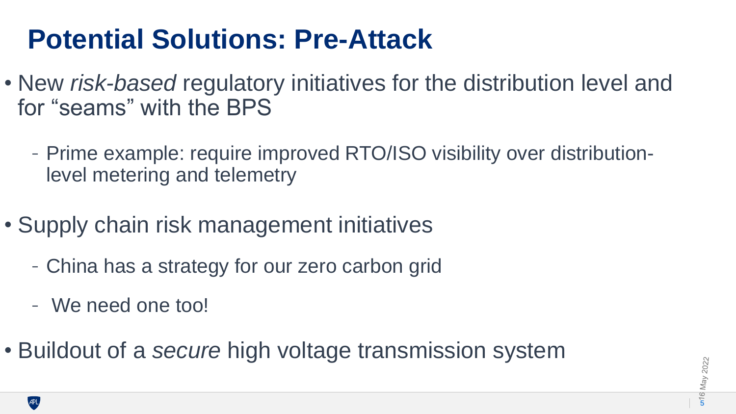# Potential Solutions: Pre-Attack

- New *risk-based* regulatory initiatives for the distribution level and for “seams” with the BPS
  - Prime example: require improved RTO/ISO visibility over distribution-level metering and telemetry
- Supply chain risk management initiatives
  - China has a strategy for our zero carbon grid
  - We need one too!
- Buildout of a *secure* high voltage transmission system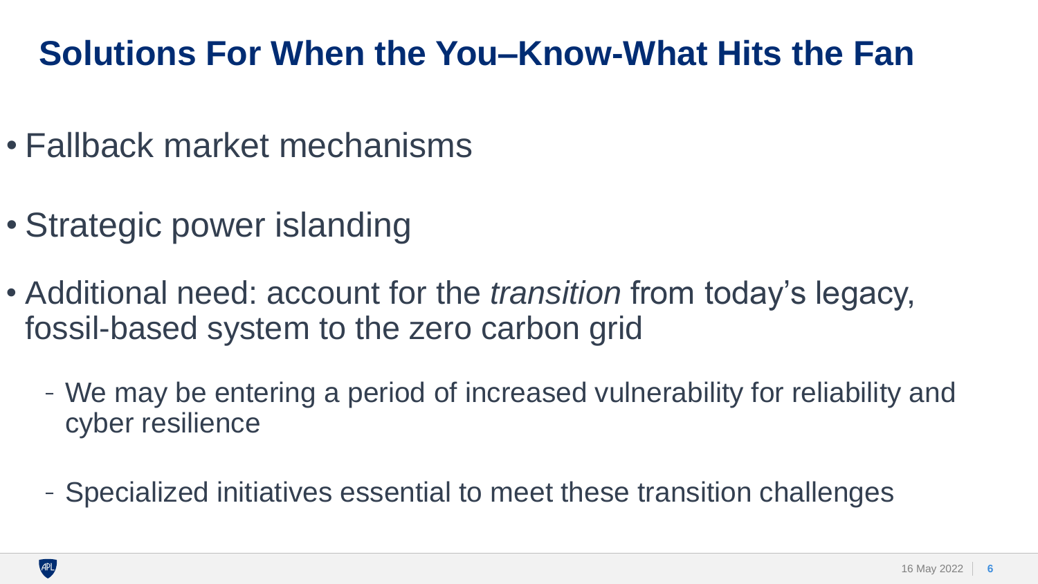# Solutions For When the You–Know-What Hits the Fan

- Fallback market mechanisms
- Strategic power islanding
- Additional need: account for the *transition* from today's legacy, fossil-based system to the zero carbon grid
  - We may be entering a period of increased vulnerability for reliability and cyber resilience
  - Specialized initiatives essential to meet these transition challenges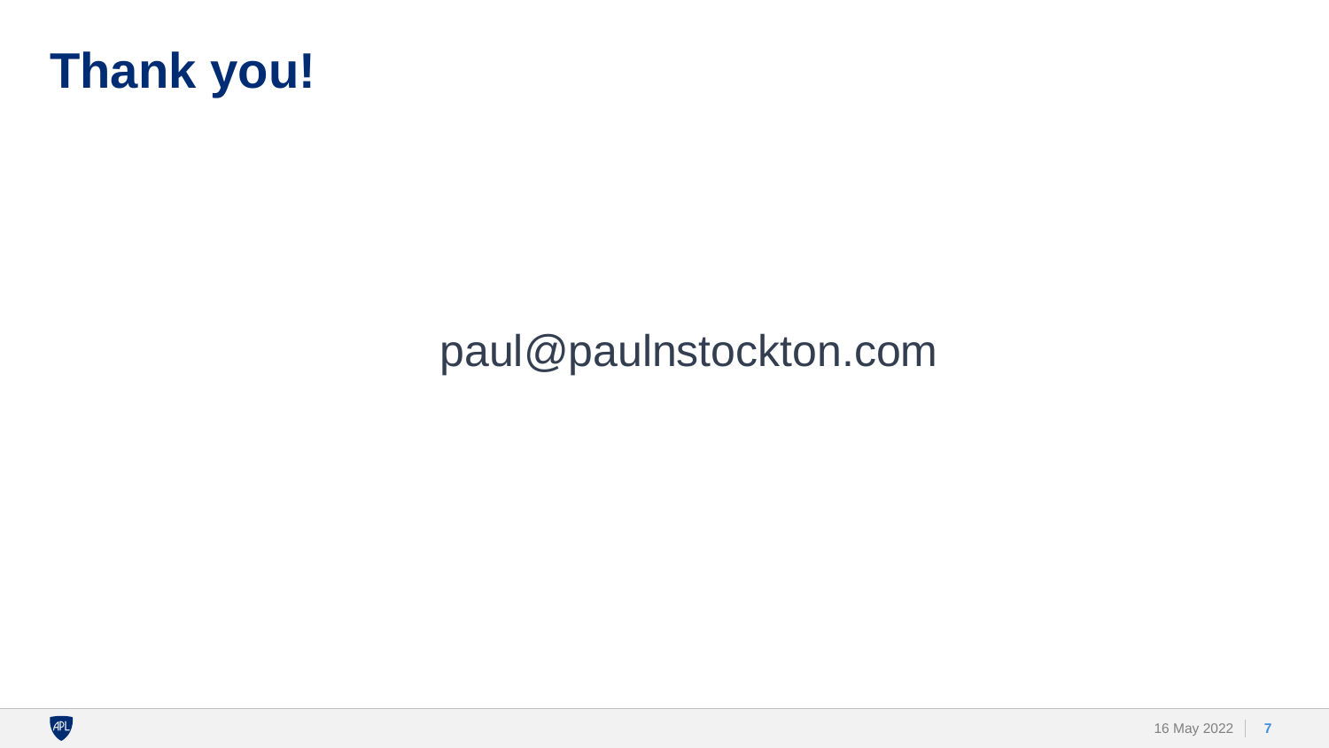# Thank you!

paul@paulnstockton.com